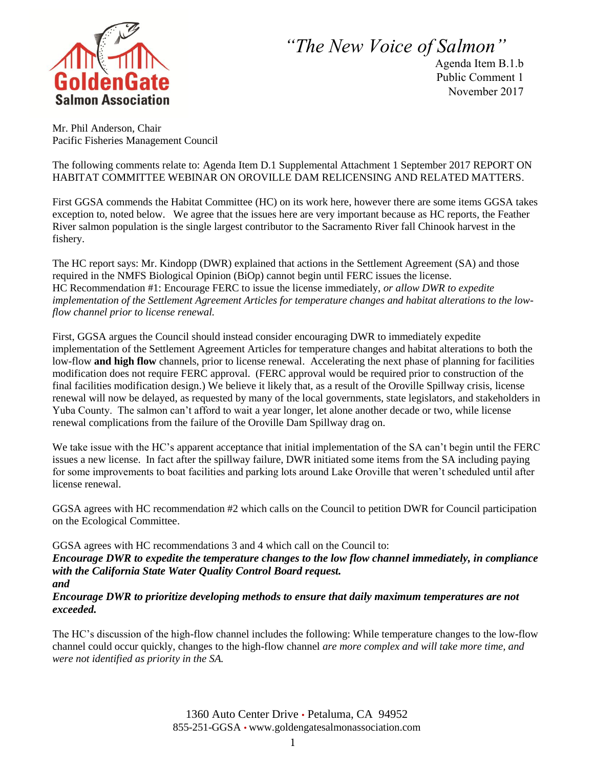*"The New Voice of Salmon"*

Agenda Item B.1.b
Public Comment 1
November 2017

Mr. Phil Anderson, Chair
Pacific Fisheries Management Council

The following comments relate to: Agenda Item D.1 Supplemental Attachment 1 September 2017 REPORT ON HABITAT COMMITTEE WEBINAR ON OROVILLE DAM RELICENSING AND RELATED MATTERS.

First GGSA commends the Habitat Committee (HC) on its work here, however there are some items GGSA takes exception to, noted below. We agree that the issues here are very important because as HC reports, the Feather River salmon population is the single largest contributor to the Sacramento River fall Chinook harvest in the fishery.

The HC report says: Mr. Kindopp (DWR) explained that actions in the Settlement Agreement (SA) and those required in the NMFS Biological Opinion (BiOp) cannot begin until FERC issues the license.
HC Recommendation #1: Encourage FERC to issue the license immediately, *or allow DWR to expedite implementation of the Settlement Agreement Articles for temperature changes and habitat alterations to the low-flow channel prior to license renewal.*

First, GGSA argues the Council should instead consider encouraging DWR to immediately expedite implementation of the Settlement Agreement Articles for temperature changes and habitat alterations to both the low-flow **and high flow** channels, prior to license renewal. Accelerating the next phase of planning for facilities modification does not require FERC approval. (FERC approval would be required prior to construction of the final facilities modification design.) We believe it likely that, as a result of the Oroville Spillway crisis, license renewal will now be delayed, as requested by many of the local governments, state legislators, and stakeholders in Yuba County. The salmon can't afford to wait a year longer, let alone another decade or two, while license renewal complications from the failure of the Oroville Dam Spillway drag on.

We take issue with the HC's apparent acceptance that initial implementation of the SA can't begin until the FERC issues a new license. In fact after the spillway failure, DWR initiated some items from the SA including paying for some improvements to boat facilities and parking lots around Lake Oroville that weren't scheduled until after license renewal.

GGSA agrees with HC recommendation #2 which calls on the Council to petition DWR for Council participation on the Ecological Committee.

GGSA agrees with HC recommendations 3 and 4 which call on the Council to:
***Encourage DWR to expedite the temperature changes to the low flow channel immediately, in compliance with the California State Water Quality Control Board request.***
***and***
***Encourage DWR to prioritize developing methods to ensure that daily maximum temperatures are not exceeded.***

The HC's discussion of the high-flow channel includes the following: While temperature changes to the low-flow channel could occur quickly, changes to the high-flow channel *are more complex and will take more time, and were not identified as priority in the SA.*

1360 Auto Center Drive • Petaluma, CA 94952
855-251-GGSA • www.goldengatesalmonassociation.com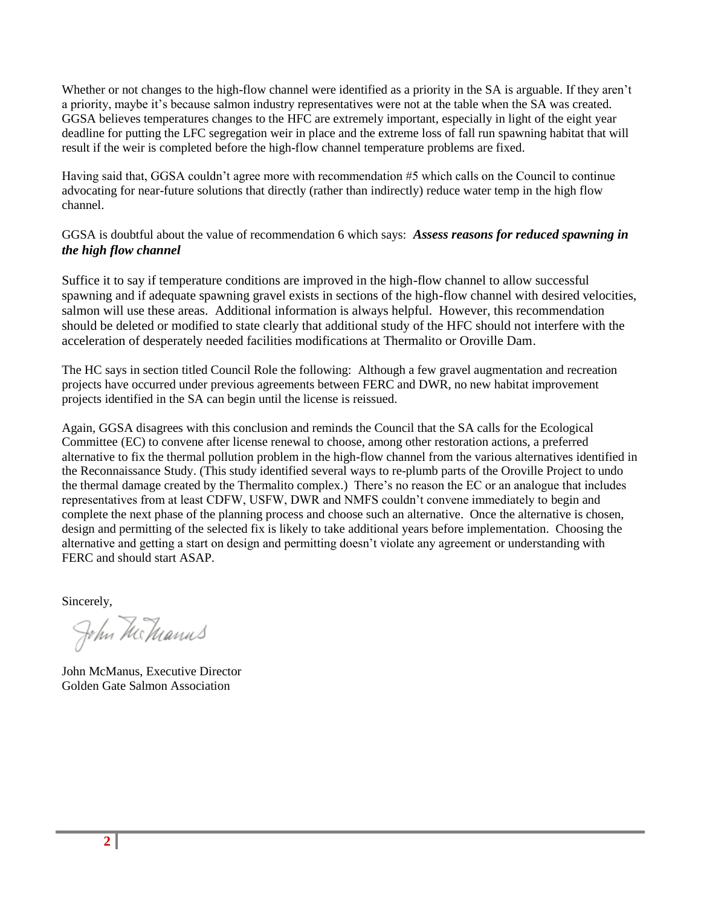Whether or not changes to the high-flow channel were identified as a priority in the SA is arguable. If they aren't a priority, maybe it's because salmon industry representatives were not at the table when the SA was created. GGSA believes temperatures changes to the HFC are extremely important, especially in light of the eight year deadline for putting the LFC segregation weir in place and the extreme loss of fall run spawning habitat that will result if the weir is completed before the high-flow channel temperature problems are fixed.

Having said that, GGSA couldn't agree more with recommendation #5 which calls on the Council to continue advocating for near-future solutions that directly (rather than indirectly) reduce water temp in the high flow channel.

GGSA is doubtful about the value of recommendation 6 which says: ***Assess reasons for reduced spawning in the high flow channel***

Suffice it to say if temperature conditions are improved in the high-flow channel to allow successful spawning and if adequate spawning gravel exists in sections of the high-flow channel with desired velocities, salmon will use these areas. Additional information is always helpful. However, this recommendation should be deleted or modified to state clearly that additional study of the HFC should not interfere with the acceleration of desperately needed facilities modifications at Thermalito or Oroville Dam.

The HC says in section titled Council Role the following: Although a few gravel augmentation and recreation projects have occurred under previous agreements between FERC and DWR, no new habitat improvement projects identified in the SA can begin until the license is reissued.

Again, GGSA disagrees with this conclusion and reminds the Council that the SA calls for the Ecological Committee (EC) to convene after license renewal to choose, among other restoration actions, a preferred alternative to fix the thermal pollution problem in the high-flow channel from the various alternatives identified in the Reconnaissance Study. (This study identified several ways to re-plumb parts of the Oroville Project to undo the thermal damage created by the Thermalito complex.) There's no reason the EC or an analogue that includes representatives from at least CDFW, USFW, DWR and NMFS couldn't convene immediately to begin and complete the next phase of the planning process and choose such an alternative. Once the alternative is chosen, design and permitting of the selected fix is likely to take additional years before implementation. Choosing the alternative and getting a start on design and permitting doesn't violate any agreement or understanding with FERC and should start ASAP.

Sincerely,

John McManus

John McManus, Executive Director
Golden Gate Salmon Association